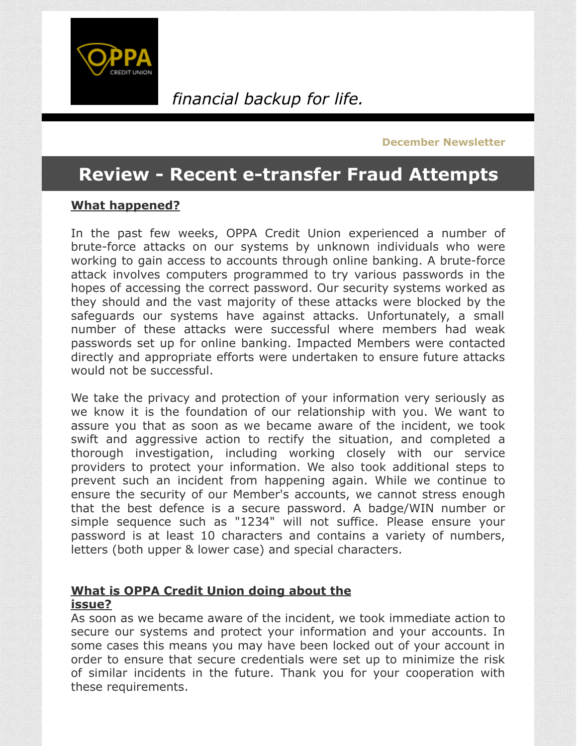*financial backup for life.*

**December Newsletter**

# Review - Recent e-transfer Fraud Attempts

**What happened?**

In the past few weeks, OPPA Credit Union experienced a number of brute-force attacks on our systems by unknown individuals who were working to gain access to accounts through online banking. A brute-force attack involves computers programmed to try various passwords in the hopes of accessing the correct password. Our security systems worked as they should and the vast majority of these attacks were blocked by the safeguards our systems have against attacks. Unfortunately, a small number of these attacks were successful where members had weak passwords set up for online banking. Impacted Members were contacted directly and appropriate efforts were undertaken to ensure future attacks would not be successful.

We take the privacy and protection of your information very seriously as we know it is the foundation of our relationship with you. We want to assure you that as soon as we became aware of the incident, we took swift and aggressive action to rectify the situation, and completed a thorough investigation, including working closely with our service providers to protect your information. We also took additional steps to prevent such an incident from happening again. While we continue to ensure the security of our Member's accounts, we cannot stress enough that the best defence is a secure password. A badge/WIN number or simple sequence such as "1234" will not suffice. Please ensure your password is at least 10 characters and contains a variety of numbers, letters (both upper & lower case) and special characters.

**What is OPPA Credit Union doing about the issue?**

As soon as we became aware of the incident, we took immediate action to secure our systems and protect your information and your accounts. In some cases this means you may have been locked out of your account in order to ensure that secure credentials were set up to minimize the risk of similar incidents in the future. Thank you for your cooperation with these requirements.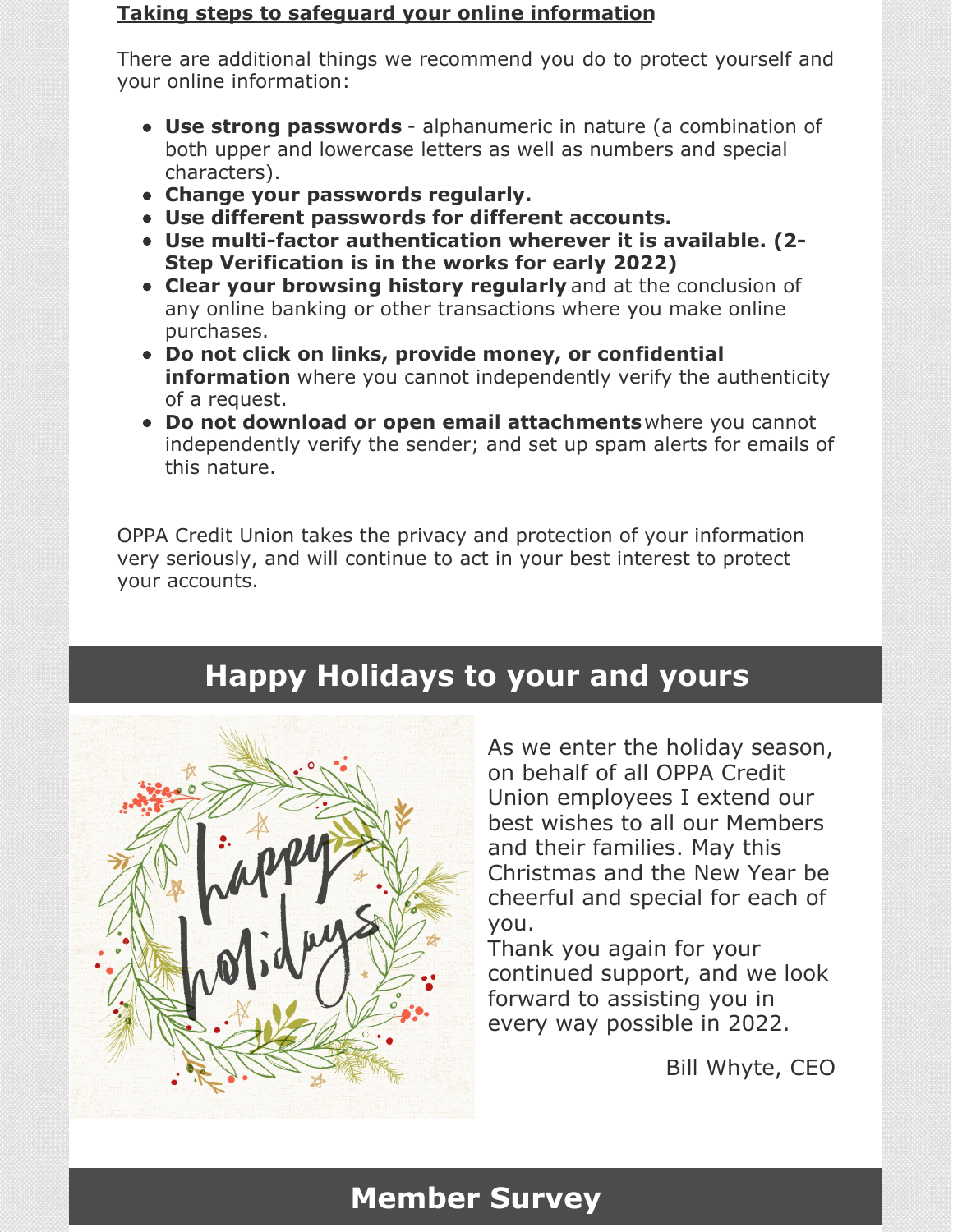**Taking steps to safeguard your online information**

There are additional things we recommend you do to protect yourself and your online information:

- **Use strong passwords** - alphanumeric in nature (a combination of both upper and lowercase letters as well as numbers and special characters).
- **Change your passwords regularly.**
- **Use different passwords for different accounts.**
- **Use multi-factor authentication wherever it is available. (2-Step Verification is in the works for early 2022)**
- **Clear your browsing history regularly** and at the conclusion of any online banking or other transactions where you make online purchases.
- **Do not click on links, provide money, or confidential information** where you cannot independently verify the authenticity of a request.
- **Do not download or open email attachments** where you cannot independently verify the sender; and set up spam alerts for emails of this nature.

OPPA Credit Union takes the privacy and protection of your information very seriously, and will continue to act in your best interest to protect your accounts.

## Happy Holidays to your and yours

As we enter the holiday season, on behalf of all OPPA Credit Union employees I extend our best wishes to all our Members and their families. May this Christmas and the New Year be cheerful and special for each of you.

Thank you again for your continued support, and we look forward to assisting you in every way possible in 2022.

Bill Whyte, CEO

## Member Survey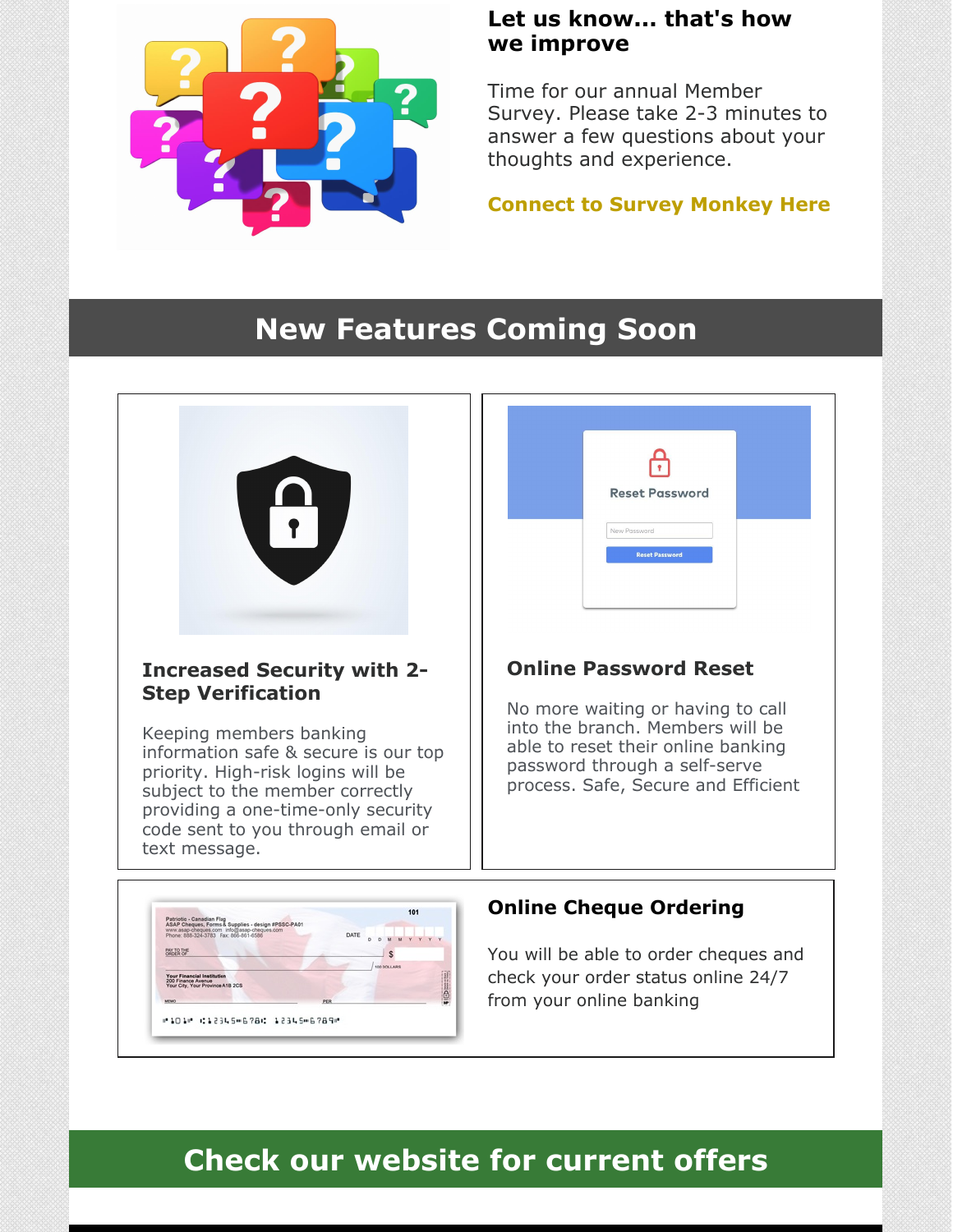## Let us know... that's how we improve

Time for our annual Member Survey. Please take 2-3 minutes to answer a few questions about your thoughts and experience.

**Connect to Survey Monkey Here**

# New Features Coming Soon

### Increased Security with 2-Step Verification

Keeping members banking information safe & secure is our top priority. High-risk logins will be subject to the member correctly providing a one-time-only security code sent to you through email or text message.

### Online Password Reset

No more waiting or having to call into the branch. Members will be able to reset their online banking password through a self-serve process. Safe, Secure and Efficient

### Online Cheque Ordering

You will be able to order cheques and check your order status online 24/7 from your online banking

# Check our website for current offers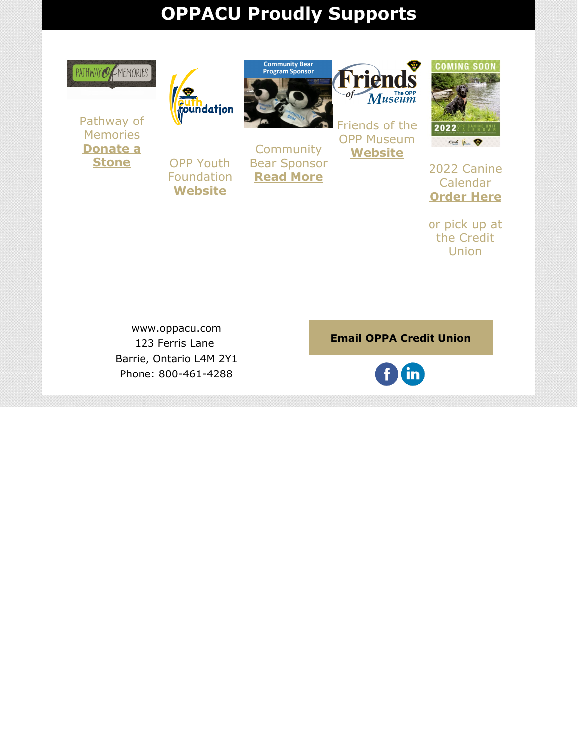# OPPACU Proudly Supports

Pathway of Memories
**Donate a Stone**

OPP Youth Foundation
**Website**

Community Bear Sponsor
**Read More**

Friends of the OPP Museum
**Website**

2022 Canine Calendar
**Order Here**

or pick up at the Credit Union

---

www.oppacu.com
123 Ferris Lane
Barrie, Ontario L4M 2Y1
Phone: 800-461-4288

**Email OPPA Credit Union**